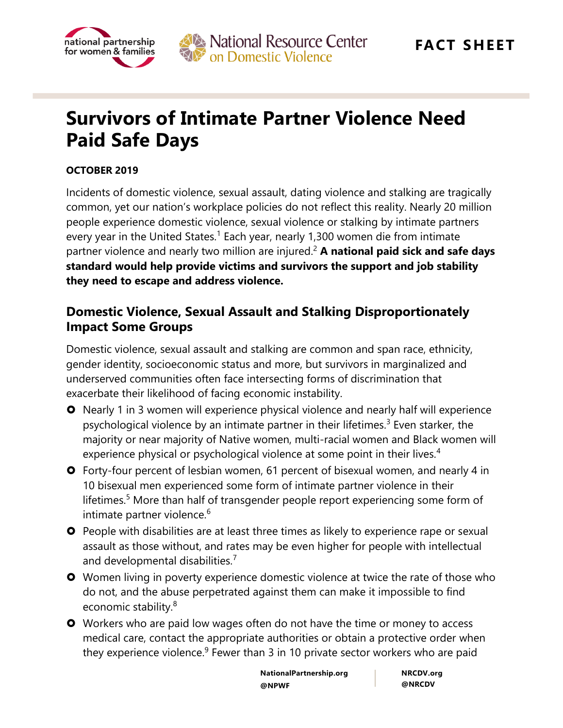FACT SHEET

# Survivors of Intimate Partner Violence Need Paid Safe Days

**OCTOBER 2019**

Incidents of domestic violence, sexual assault, dating violence and stalking are tragically common, yet our nation's workplace policies do not reflect this reality. Nearly 20 million people experience domestic violence, sexual violence or stalking by intimate partners every year in the United States.[1] Each year, nearly 1,300 women die from intimate partner violence and nearly two million are injured.[2] **A national paid sick and safe days standard would help provide victims and survivors the support and job stability they need to escape and address violence.**

## Domestic Violence, Sexual Assault and Stalking Disproportionately Impact Some Groups

Domestic violence, sexual assault and stalking are common and span race, ethnicity, gender identity, socioeconomic status and more, but survivors in marginalized and underserved communities often face intersecting forms of discrimination that exacerbate their likelihood of facing economic instability.

- Nearly 1 in 3 women will experience physical violence and nearly half will experience psychological violence by an intimate partner in their lifetimes.[3] Even starker, the majority or near majority of Native women, multi-racial women and Black women will experience physical or psychological violence at some point in their lives.[4]
- Forty-four percent of lesbian women, 61 percent of bisexual women, and nearly 4 in 10 bisexual men experienced some form of intimate partner violence in their lifetimes.[5] More than half of transgender people report experiencing some form of intimate partner violence.[6]
- People with disabilities are at least three times as likely to experience rape or sexual assault as those without, and rates may be even higher for people with intellectual and developmental disabilities.[7]
- Women living in poverty experience domestic violence at twice the rate of those who do not, and the abuse perpetrated against them can make it impossible to find economic stability.[8]
- Workers who are paid low wages often do not have the time or money to access medical care, contact the appropriate authorities or obtain a protective order when they experience violence.[9] Fewer than 3 in 10 private sector workers who are paid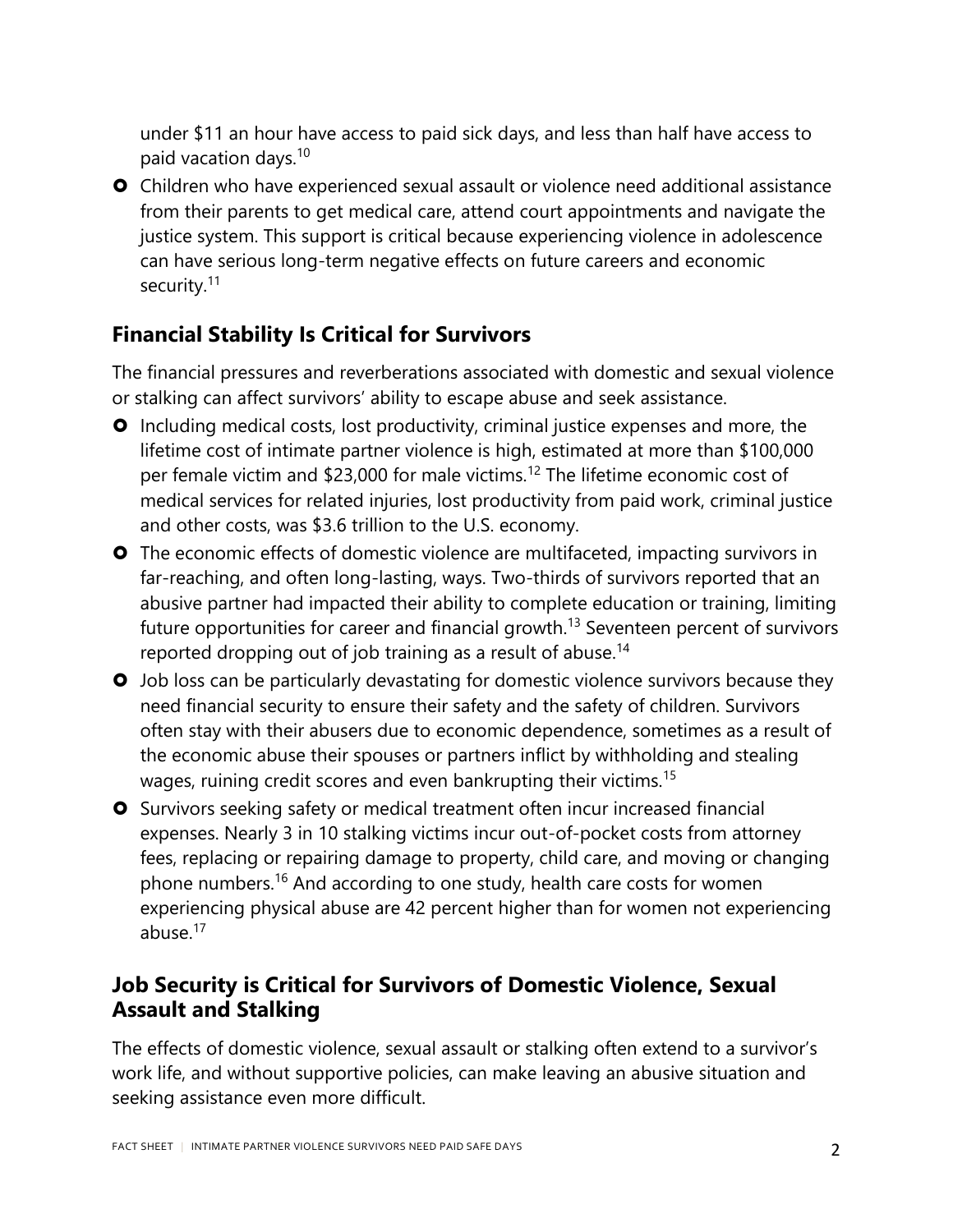under $11 an hour have access to paid sick days, and less than half have access to paid vacation days.[10]

- Children who have experienced sexual assault or violence need additional assistance from their parents to get medical care, attend court appointments and navigate the justice system. This support is critical because experiencing violence in adolescence can have serious long-term negative effects on future careers and economic security.[11]

## Financial Stability Is Critical for Survivors

The financial pressures and reverberations associated with domestic and sexual violence or stalking can affect survivors' ability to escape abuse and seek assistance.

- Including medical costs, lost productivity, criminal justice expenses and more, the lifetime cost of intimate partner violence is high, estimated at more than $100,000 per female victim and $23,000 for male victims.[12] The lifetime economic cost of medical services for related injuries, lost productivity from paid work, criminal justice and other costs, was $3.6 trillion to the U.S. economy.
- The economic effects of domestic violence are multifaceted, impacting survivors in far-reaching, and often long-lasting, ways. Two-thirds of survivors reported that an abusive partner had impacted their ability to complete education or training, limiting future opportunities for career and financial growth.[13] Seventeen percent of survivors reported dropping out of job training as a result of abuse.[14]
- Job loss can be particularly devastating for domestic violence survivors because they need financial security to ensure their safety and the safety of children. Survivors often stay with their abusers due to economic dependence, sometimes as a result of the economic abuse their spouses or partners inflict by withholding and stealing wages, ruining credit scores and even bankrupting their victims.[15]
- Survivors seeking safety or medical treatment often incur increased financial expenses. Nearly 3 in 10 stalking victims incur out-of-pocket costs from attorney fees, replacing or repairing damage to property, child care, and moving or changing phone numbers.[16] And according to one study, health care costs for women experiencing physical abuse are 42 percent higher than for women not experiencing abuse.[17]

## Job Security is Critical for Survivors of Domestic Violence, Sexual Assault and Stalking

The effects of domestic violence, sexual assault or stalking often extend to a survivor's work life, and without supportive policies, can make leaving an abusive situation and seeking assistance even more difficult.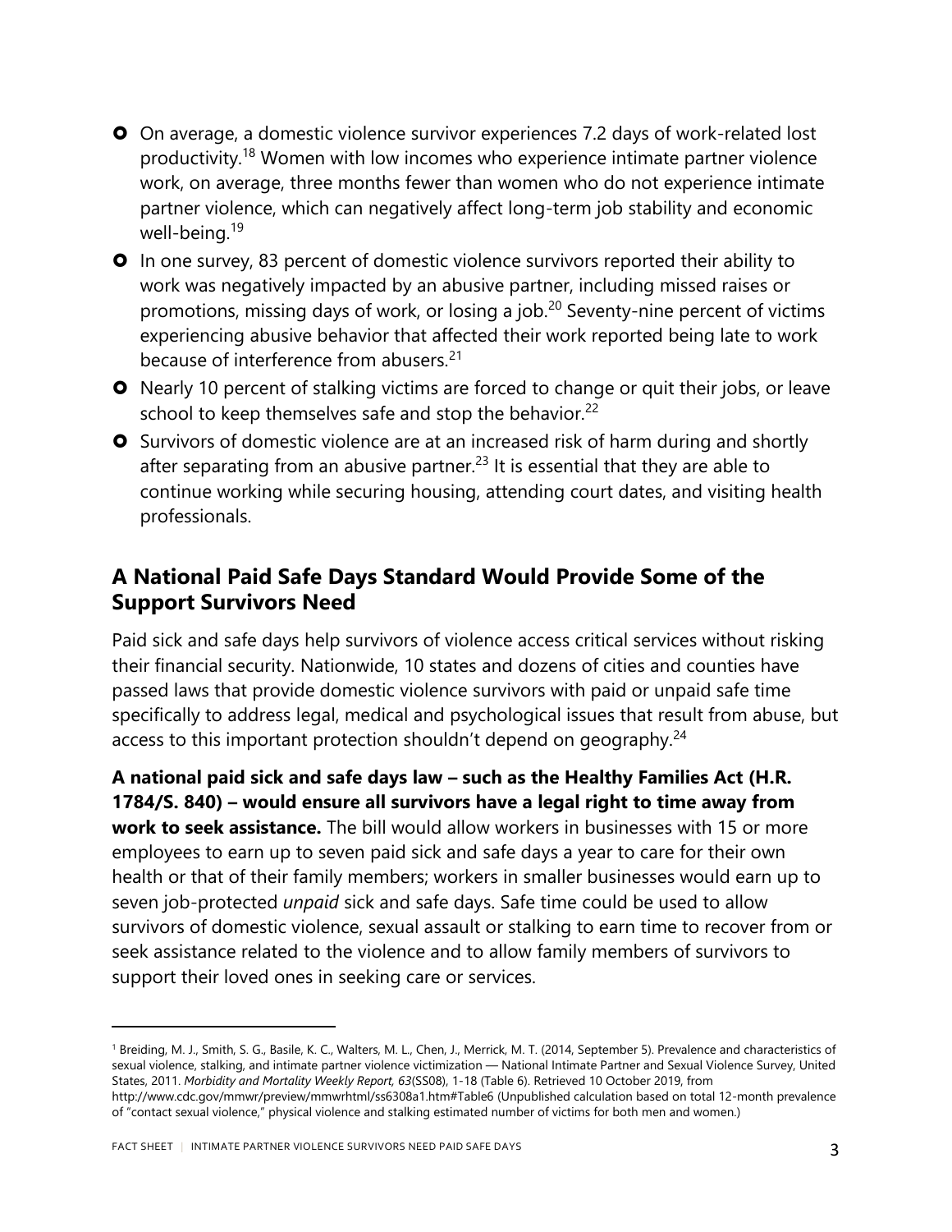- On average, a domestic violence survivor experiences 7.2 days of work-related lost productivity.[18] Women with low incomes who experience intimate partner violence work, on average, three months fewer than women who do not experience intimate partner violence, which can negatively affect long-term job stability and economic well-being.[19]
- In one survey, 83 percent of domestic violence survivors reported their ability to work was negatively impacted by an abusive partner, including missed raises or promotions, missing days of work, or losing a job.[20] Seventy-nine percent of victims experiencing abusive behavior that affected their work reported being late to work because of interference from abusers.[21]
- Nearly 10 percent of stalking victims are forced to change or quit their jobs, or leave school to keep themselves safe and stop the behavior.[22]
- Survivors of domestic violence are at an increased risk of harm during and shortly after separating from an abusive partner.[23] It is essential that they are able to continue working while securing housing, attending court dates, and visiting health professionals.

## A National Paid Safe Days Standard Would Provide Some of the Support Survivors Need

Paid sick and safe days help survivors of violence access critical services without risking their financial security. Nationwide, 10 states and dozens of cities and counties have passed laws that provide domestic violence survivors with paid or unpaid safe time specifically to address legal, medical and psychological issues that result from abuse, but access to this important protection shouldn't depend on geography.[24]

**A national paid sick and safe days law – such as the Healthy Families Act (H.R. 1784/S. 840) – would ensure all survivors have a legal right to time away from work to seek assistance.** The bill would allow workers in businesses with 15 or more employees to earn up to seven paid sick and safe days a year to care for their own health or that of their family members; workers in smaller businesses would earn up to seven job-protected *unpaid* sick and safe days. Safe time could be used to allow survivors of domestic violence, sexual assault or stalking to earn time to recover from or seek assistance related to the violence and to allow family members of survivors to support their loved ones in seeking care or services.

---

[1] Breiding, M. J., Smith, S. G., Basile, K. C., Walters, M. L., Chen, J., Merrick, M. T. (2014, September 5). Prevalence and characteristics of sexual violence, stalking, and intimate partner violence victimization — National Intimate Partner and Sexual Violence Survey, United States, 2011. *Morbidity and Mortality Weekly Report, 63*(SS08), 1-18 (Table 6). Retrieved 10 October 2019, from http://www.cdc.gov/mmwr/preview/mmwrhtml/ss6308a1.htm#Table6 (Unpublished calculation based on total 12-month prevalence of "contact sexual violence," physical violence and stalking estimated number of victims for both men and women.)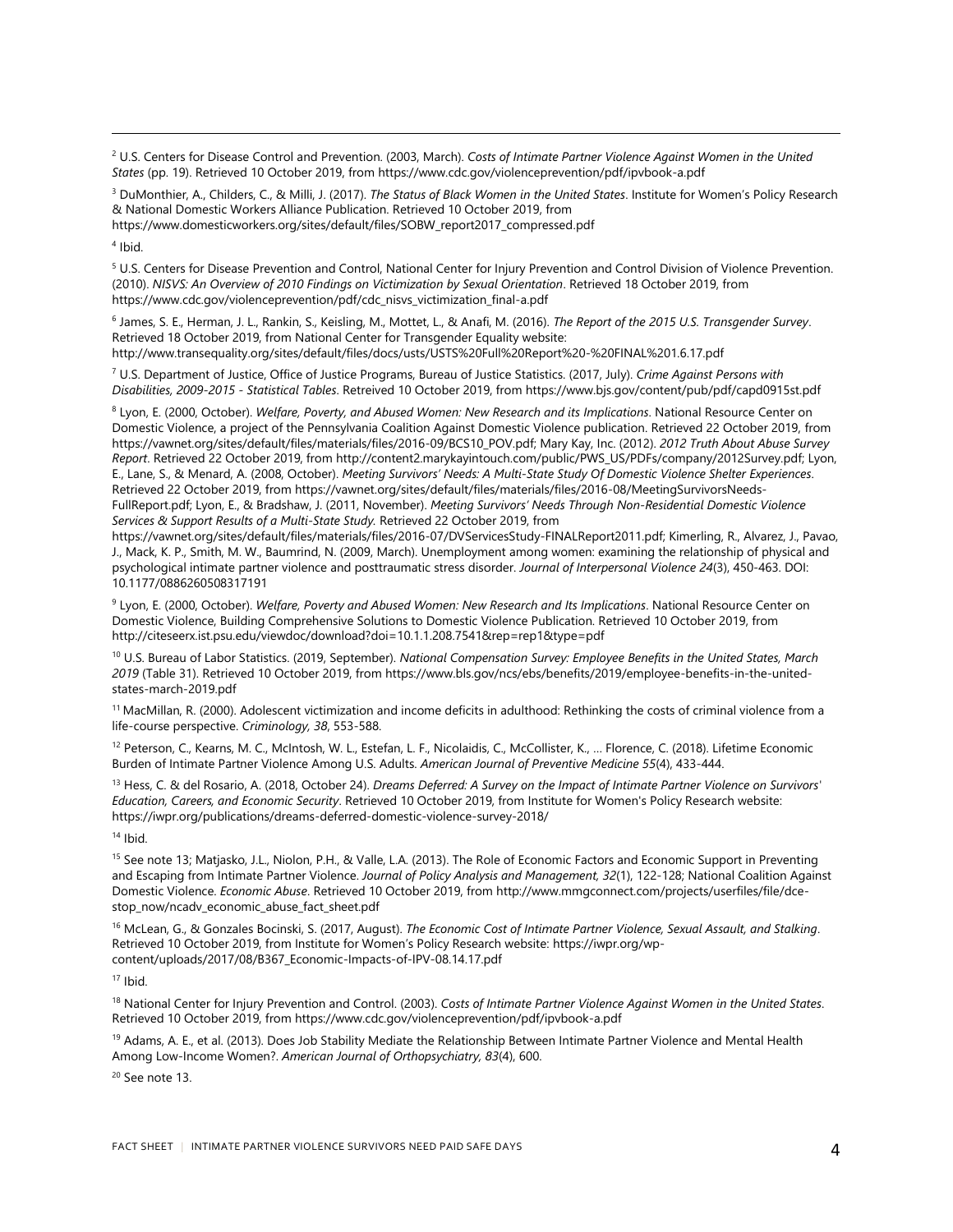[2] U.S. Centers for Disease Control and Prevention. (2003, March). *Costs of Intimate Partner Violence Against Women in the United States* (pp. 19). Retrieved 10 October 2019, from https://www.cdc.gov/violenceprevention/pdf/ipvbook-a.pdf

[3] DuMonthier, A., Childers, C., & Milli, J. (2017). *The Status of Black Women in the United States*. Institute for Women's Policy Research & National Domestic Workers Alliance Publication. Retrieved 10 October 2019, from https://www.domesticworkers.org/sites/default/files/SOBW_report2017_compressed.pdf

[4] Ibid.

[5] U.S. Centers for Disease Prevention and Control, National Center for Injury Prevention and Control Division of Violence Prevention. (2010). *NISVS: An Overview of 2010 Findings on Victimization by Sexual Orientation*. Retrieved 18 October 2019, from https://www.cdc.gov/violenceprevention/pdf/cdc_nisvs_victimization_final-a.pdf

[6] James, S. E., Herman, J. L., Rankin, S., Keisling, M., Mottet, L., & Anafi, M. (2016). *The Report of the 2015 U.S. Transgender Survey*. Retrieved 18 October 2019, from National Center for Transgender Equality website: http://www.transequality.org/sites/default/files/docs/usts/USTS%20Full%20Report%20-%20FINAL%201.6.17.pdf

[7] U.S. Department of Justice, Office of Justice Programs, Bureau of Justice Statistics. (2017, July). *Crime Against Persons with Disabilities, 2009-2015 - Statistical Tables*. Retreived 10 October 2019, from https://www.bjs.gov/content/pub/pdf/capd0915st.pdf

[8] Lyon, E. (2000, October). *Welfare, Poverty, and Abused Women: New Research and its Implications*. National Resource Center on Domestic Violence, a project of the Pennsylvania Coalition Against Domestic Violence publication. Retrieved 22 October 2019, from https://vawnet.org/sites/default/files/materials/files/2016-09/BCS10_POV.pdf; Mary Kay, Inc. (2012). *2012 Truth About Abuse Survey Report*. Retrieved 22 October 2019, from http://content2.marykayintouch.com/public/PWS_US/PDFs/company/2012Survey.pdf; Lyon, E., Lane, S., & Menard, A. (2008, October). *Meeting Survivors' Needs: A Multi-State Study Of Domestic Violence Shelter Experiences*. Retrieved 22 October 2019, from https://vawnet.org/sites/default/files/materials/files/2016-08/MeetingSurvivorsNeeds-FullReport.pdf; Lyon, E., & Bradshaw, J. (2011, November). *Meeting Survivors' Needs Through Non-Residential Domestic Violence Services & Support Results of a Multi-State Study.* Retrieved 22 October 2019, from https://vawnet.org/sites/default/files/materials/files/2016-07/DVServicesStudy-FINALReport2011.pdf; Kimerling, R., Alvarez, J., Pavao, J., Mack, K. P., Smith, M. W., Baumrind, N. (2009, March). Unemployment among women: examining the relationship of physical and psychological intimate partner violence and posttraumatic stress disorder. *Journal of Interpersonal Violence 24*(3), 450-463. DOI: 10.1177/0886260508317191

[9] Lyon, E. (2000, October). *Welfare, Poverty and Abused Women: New Research and Its Implications*. National Resource Center on Domestic Violence, Building Comprehensive Solutions to Domestic Violence Publication. Retrieved 10 October 2019, from http://citeseerx.ist.psu.edu/viewdoc/download?doi=10.1.1.208.7541&rep=rep1&type=pdf

[10] U.S. Bureau of Labor Statistics. (2019, September). *National Compensation Survey: Employee Benefits in the United States, March 2019* (Table 31). Retrieved 10 October 2019, from https://www.bls.gov/ncs/ebs/benefits/2019/employee-benefits-in-the-united-states-march-2019.pdf

[11] MacMillan, R. (2000). Adolescent victimization and income deficits in adulthood: Rethinking the costs of criminal violence from a life-course perspective. *Criminology, 38*, 553-588.

[12] Peterson, C., Kearns, M. C., McIntosh, W. L., Estefan, L. F., Nicolaidis, C., McCollister, K., … Florence, C. (2018). Lifetime Economic Burden of Intimate Partner Violence Among U.S. Adults. *American Journal of Preventive Medicine 55*(4), 433-444.

[13] Hess, C. & del Rosario, A. (2018, October 24). *Dreams Deferred: A Survey on the Impact of Intimate Partner Violence on Survivors' Education, Careers, and Economic Security*. Retrieved 10 October 2019, from Institute for Women's Policy Research website: https://iwpr.org/publications/dreams-deferred-domestic-violence-survey-2018/

[14] Ibid.

[15] See note 13; Matjasko, J.L., Niolon, P.H., & Valle, L.A. (2013). The Role of Economic Factors and Economic Support in Preventing and Escaping from Intimate Partner Violence. *Journal of Policy Analysis and Management, 32*(1), 122-128; National Coalition Against Domestic Violence. *Economic Abuse*. Retrieved 10 October 2019, from http://www.mmgconnect.com/projects/userfiles/file/dce-stop_now/ncadv_economic_abuse_fact_sheet.pdf

[16] McLean, G., & Gonzales Bocinski, S. (2017, August). *The Economic Cost of Intimate Partner Violence, Sexual Assault, and Stalking*. Retrieved 10 October 2019, from Institute for Women's Policy Research website: https://iwpr.org/wp-content/uploads/2017/08/B367_Economic-Impacts-of-IPV-08.14.17.pdf

[17] Ibid.

[18] National Center for Injury Prevention and Control. (2003). *Costs of Intimate Partner Violence Against Women in the United States*. Retrieved 10 October 2019, from https://www.cdc.gov/violenceprevention/pdf/ipvbook-a.pdf

[19] Adams, A. E., et al. (2013). Does Job Stability Mediate the Relationship Between Intimate Partner Violence and Mental Health Among Low-Income Women?. *American Journal of Orthopsychiatry, 83*(4), 600.

[20] See note 13.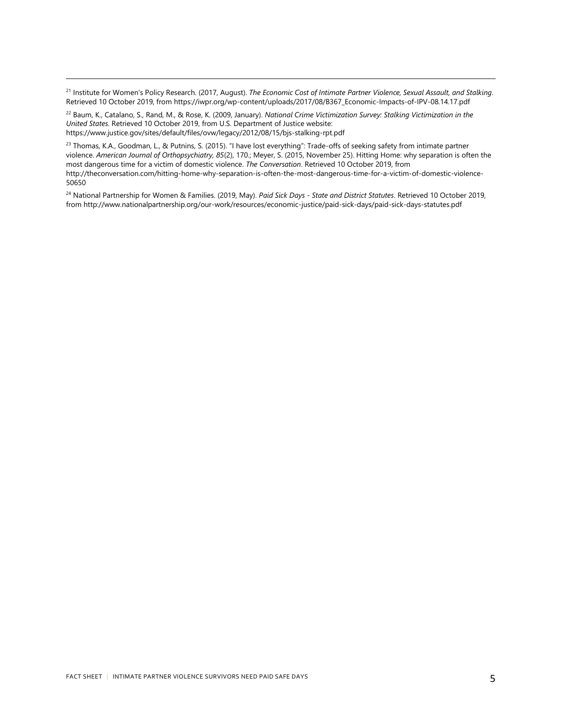[21] Institute for Women's Policy Research. (2017, August). *The Economic Cost of Intimate Partner Violence, Sexual Assault, and Stalking*. Retrieved 10 October 2019, from https://iwpr.org/wp-content/uploads/2017/08/B367_Economic-Impacts-of-IPV-08.14.17.pdf

[22] Baum, K., Catalano, S., Rand, M., & Rose, K. (2009, January). *National Crime Victimization Survey: Stalking Victimization in the United States*. Retrieved 10 October 2019, from U.S. Department of Justice website: https://www.justice.gov/sites/default/files/ovw/legacy/2012/08/15/bjs-stalking-rpt.pdf

[23] Thomas, K.A., Goodman, L., & Putnins, S. (2015). "I have lost everything": Trade-offs of seeking safety from intimate partner violence. *American Journal of Orthopsychiatry, 85*(2), 170.; Meyer, S. (2015, November 25). Hitting Home: why separation is often the most dangerous time for a victim of domestic violence. *The Conversation*. Retrieved 10 October 2019, from http://theconversation.com/hitting-home-why-separation-is-often-the-most-dangerous-time-for-a-victim-of-domestic-violence-50650

[24] National Partnership for Women & Families. (2019, May). *Paid Sick Days - State and District Statutes*. Retrieved 10 October 2019, from http://www.nationalpartnership.org/our-work/resources/economic-justice/paid-sick-days/paid-sick-days-statutes.pdf